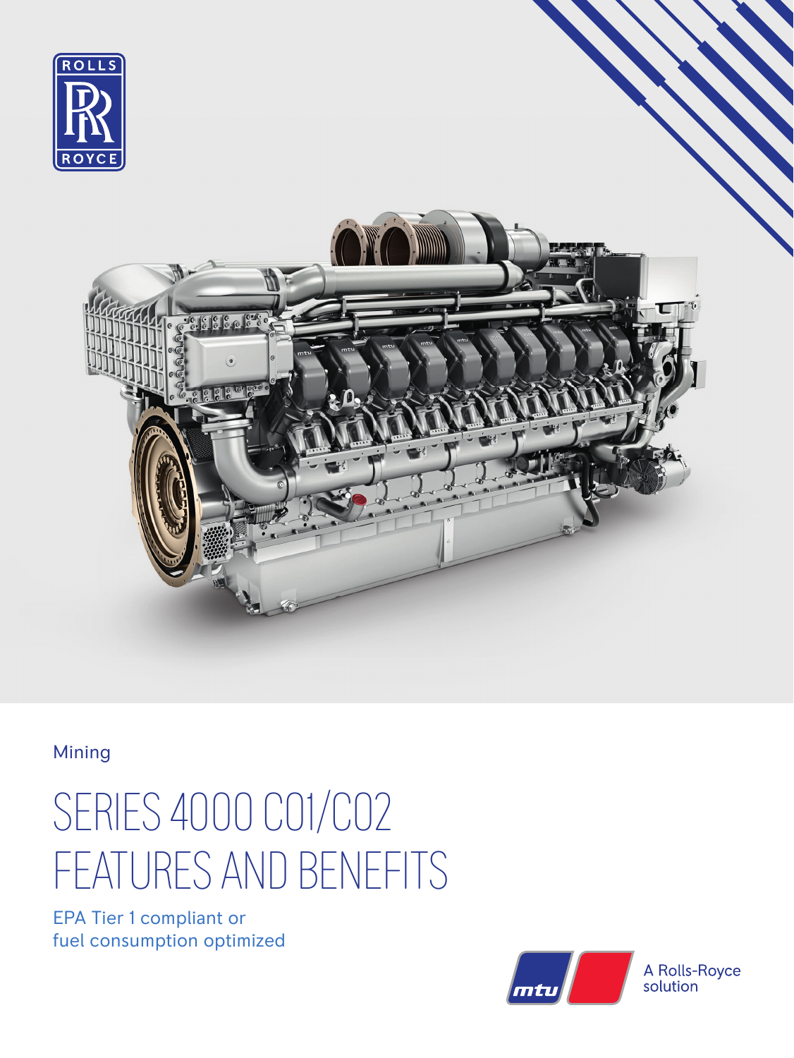Mining

# SERIES 4000 C01/C02 FEATURES AND BENEFITS

EPA Tier 1 compliant or
fuel consumption optimized

A Rolls-Royce solution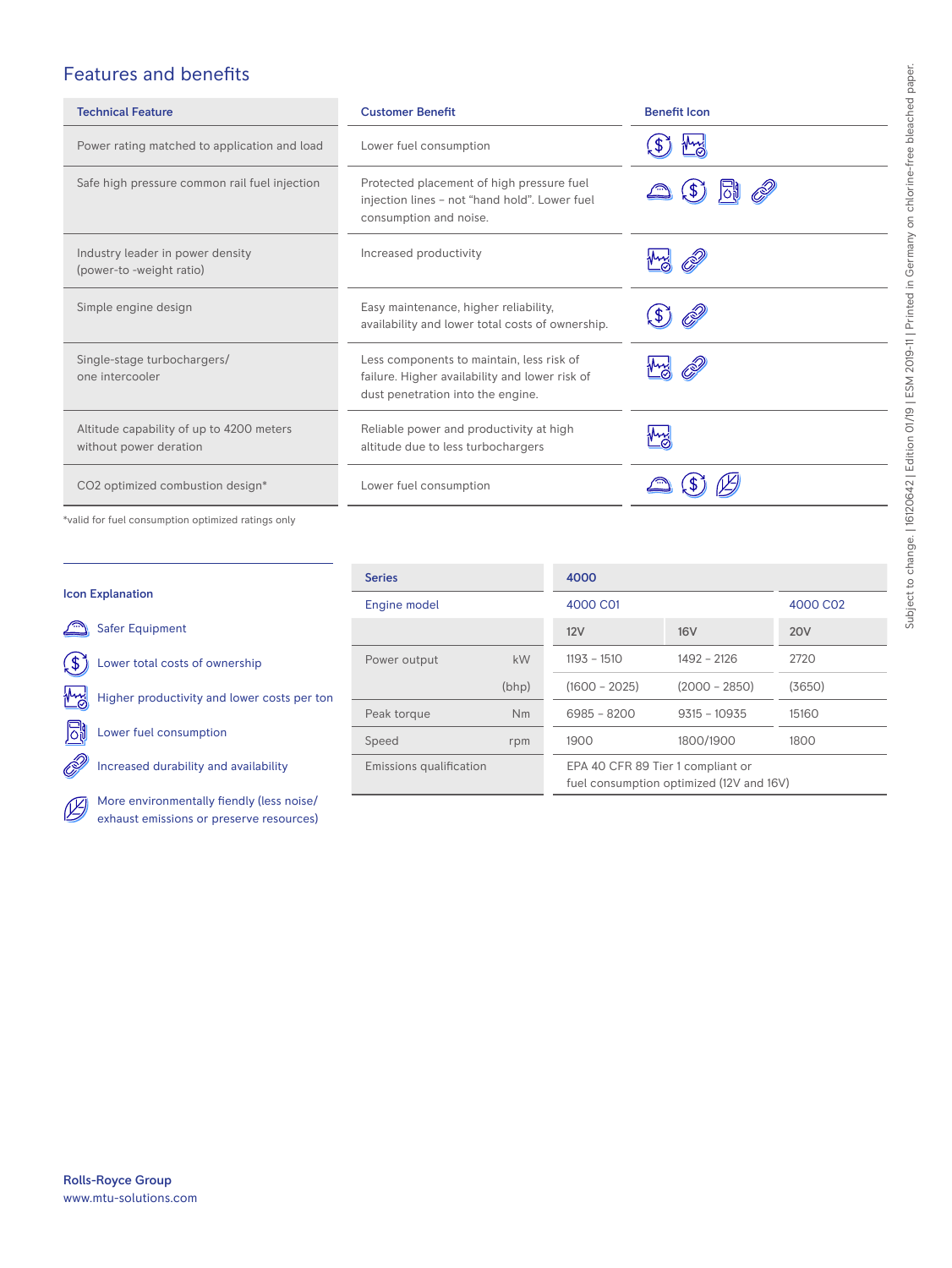## Features and benefits

| Technical Feature | Customer Benefit | Benefit Icon |
|---|---|---|
| Power rating matched to application and load | Lower fuel consumption | |
| Safe high pressure common rail fuel injection | Protected placement of high pressure fuel injection lines – not “hand hold”. Lower fuel consumption and noise. | |
| Industry leader in power density (power-to -weight ratio) | Increased productivity | |
| Simple engine design | Easy maintenance, higher reliability, availability and lower total costs of ownership. | |
| Single-stage turbochargers/ one intercooler | Less components to maintain, less risk of failure. Higher availability and lower risk of dust penetration into the engine. | |
| Altitude capability of up to 4200 meters without power deration | Reliable power and productivity at high altitude due to less turbochargers | |
| CO2 optimized combustion design* | Lower fuel consumption | |

*valid for fuel consumption optimized ratings only

### Icon Explanation

- Safer Equipment
- Lower total costs of ownership
- Higher productivity and lower costs per ton
- Lower fuel consumption
- Increased durability and availability
- More environmentally fiendly (less noise/ exhaust emissions or preserve resources)

| Series | | 4000 | | |
|---|---|---|---|---|
| Engine model | | 4000 C01 | | 4000 C02 |
| | | 12V | 16V | 20V |
| Power output | kW | 1193 – 1510 | 1492 – 2126 | 2720 |
| | (bhp) | (1600 – 2025) | (2000 – 2850) | (3650) |
| Peak torque | Nm | 6985 – 8200 | 9315 – 10935 | 15160 |
| Speed | rpm | 1900 | 1800/1900 | 1800 |
| Emissions qualification | | EPA 40 CFR 89 Tier 1 compliant or fuel consumption optimized (12V and 16V) | | |

Subject to change. | 16120642 | Edition 01/19 | ESM 2019-11 | Printed in Germany on chlorine-free bleached paper.

**Rolls-Royce Group**
www.mtu-solutions.com